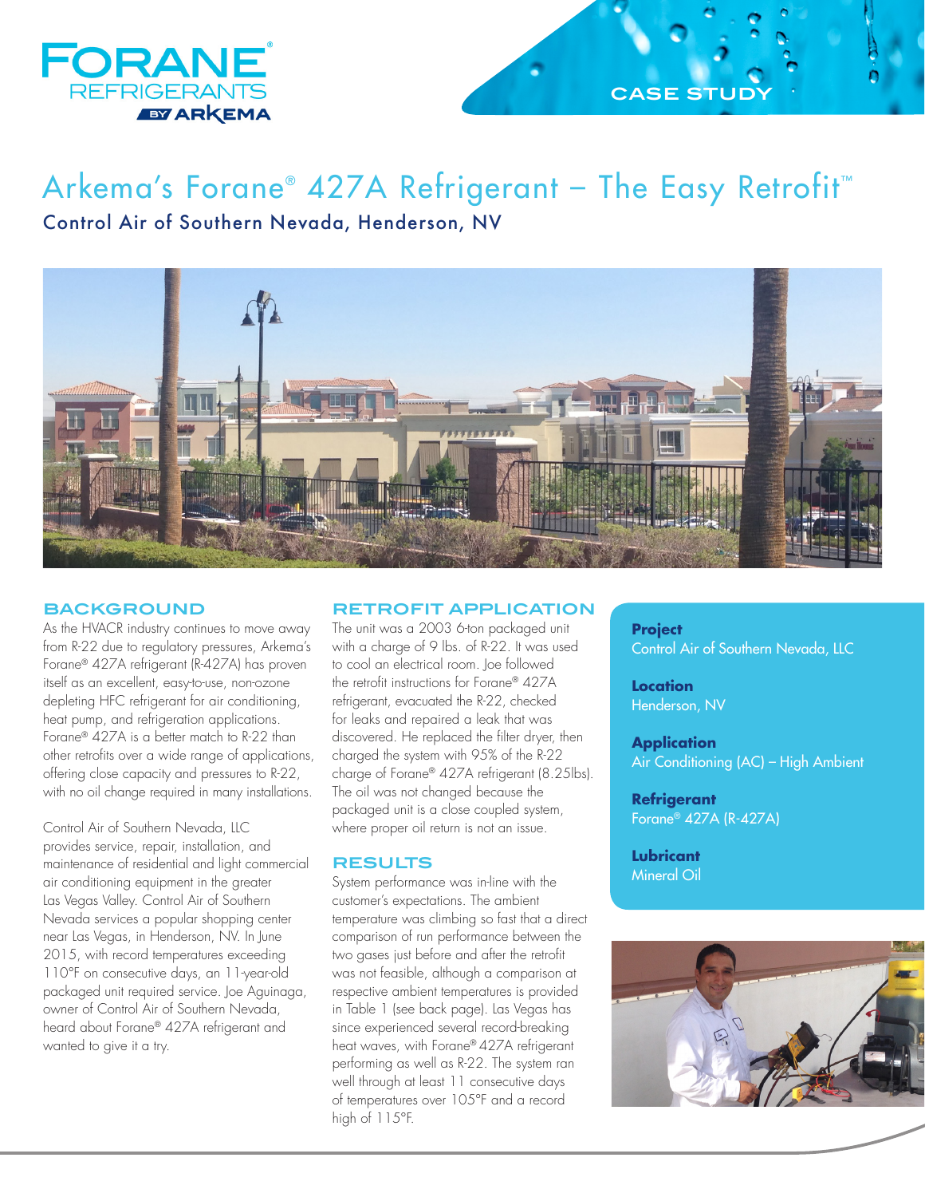FORANE® REFRIGERANTS BY ARKEMA

CASE STUDY

# Arkema's Forane® 427A Refrigerant – The Easy Retrofit™

## Control Air of Southern Nevada, Henderson, NV

## BACKGROUND

As the HVACR industry continues to move away from R-22 due to regulatory pressures, Arkema's Forane® 427A refrigerant (R-427A) has proven itself as an excellent, easy-to-use, non-ozone depleting HFC refrigerant for air conditioning, heat pump, and refrigeration applications. Forane® 427A is a better match to R-22 than other retrofits over a wide range of applications, offering close capacity and pressures to R-22, with no oil change required in many installations.

Control Air of Southern Nevada, LLC provides service, repair, installation, and maintenance of residential and light commercial air conditioning equipment in the greater Las Vegas Valley. Control Air of Southern Nevada services a popular shopping center near Las Vegas, in Henderson, NV. In June 2015, with record temperatures exceeding 110°F on consecutive days, an 11-year-old packaged unit required service. Joe Aguinaga, owner of Control Air of Southern Nevada, heard about Forane® 427A refrigerant and wanted to give it a try.

## RETROFIT APPLICATION

The unit was a 2003 6-ton packaged unit with a charge of 9 lbs. of R-22. It was used to cool an electrical room. Joe followed the retrofit instructions for Forane® 427A refrigerant, evacuated the R-22, checked for leaks and repaired a leak that was discovered. He replaced the filter dryer, then charged the system with 95% of the R-22 charge of Forane® 427A refrigerant (8.25lbs). The oil was not changed because the packaged unit is a close coupled system, where proper oil return is not an issue.

## RESULTS

System performance was in-line with the customer's expectations. The ambient temperature was climbing so fast that a direct comparison of run performance between the two gases just before and after the retrofit was not feasible, although a comparison at respective ambient temperatures is provided in Table 1 (see back page). Las Vegas has since experienced several record-breaking heat waves, with Forane® 427A refrigerant performing as well as R-22. The system ran well through at least 11 consecutive days of temperatures over 105°F and a record high of 115°F.

**Project**
Control Air of Southern Nevada, LLC

**Location**
Henderson, NV

**Application**
Air Conditioning (AC) – High Ambient

**Refrigerant**
Forane® 427A (R-427A)

**Lubricant**
Mineral Oil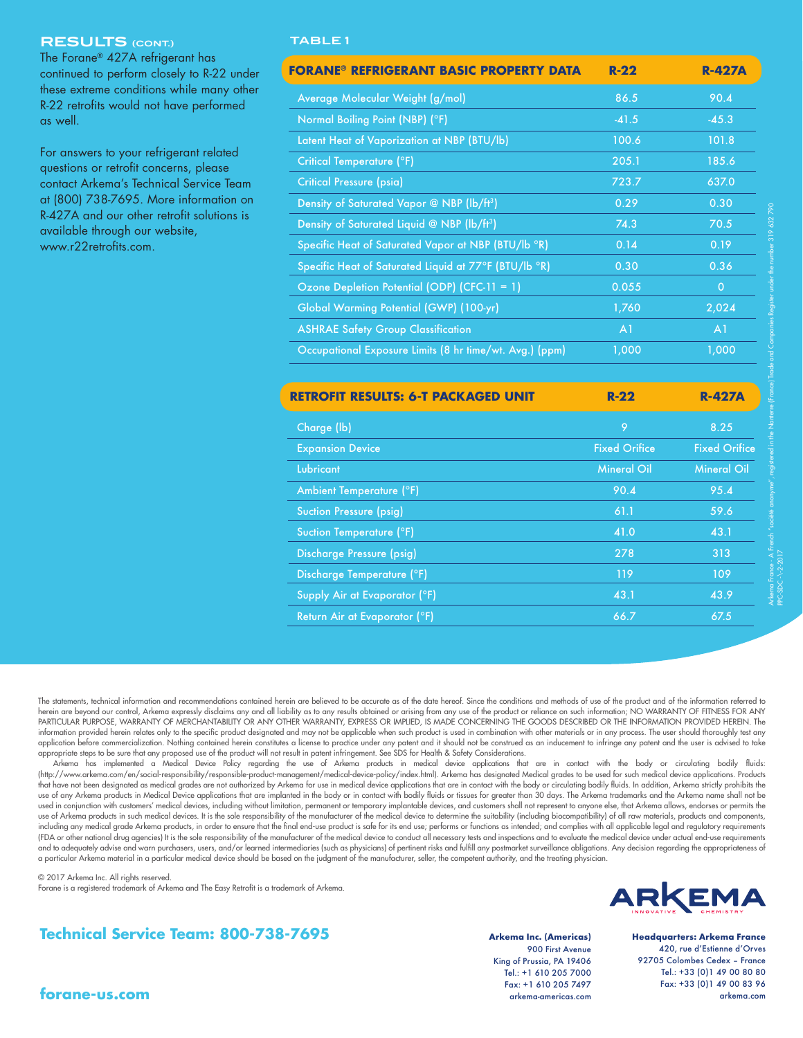## RESULTS (CONT.)

The Forane® 427A refrigerant has continued to perform closely to R-22 under these extreme conditions while many other R-22 retrofits would not have performed as well.

For answers to your refrigerant related questions or retrofit concerns, please contact Arkema's Technical Service Team at (800) 738-7695. More information on R-427A and our other retrofit solutions is available through our website, www.r22retrofits.com.

### TABLE 1

| FORANE® REFRIGERANT BASIC PROPERTY DATA | R-22 | R-427A |
|---|---|---|
| Average Molecular Weight (g/mol) | 86.5 | 90.4 |
| Normal Boiling Point (NBP) (°F) | -41.5 | -45.3 |
| Latent Heat of Vaporization at NBP (BTU/lb) | 100.6 | 101.8 |
| Critical Temperature (°F) | 205.1 | 185.6 |
| Critical Pressure (psia) | 723.7 | 637.0 |
| Density of Saturated Vapor @ NBP (lb/ft³) | 0.29 | 0.30 |
| Density of Saturated Liquid @ NBP (lb/ft³) | 74.3 | 70.5 |
| Specific Heat of Saturated Vapor at NBP (BTU/lb °R) | 0.14 | 0.19 |
| Specific Heat of Saturated Liquid at 77°F (BTU/lb °R) | 0.30 | 0.36 |
| Ozone Depletion Potential (ODP) (CFC-11 = 1) | 0.055 | 0 |
| Global Warming Potential (GWP) (100-yr) | 1,760 | 2,024 |
| ASHRAE Safety Group Classification | A1 | A1 |
| Occupational Exposure Limits (8 hr time/wt. Avg.) (ppm) | 1,000 | 1,000 |

| RETROFIT RESULTS: 6-T PACKAGED UNIT | R-22 | R-427A |
|---|---|---|
| Charge (lb) | 9 | 8.25 |
| Expansion Device | Fixed Orifice | Fixed Orifice |
| Lubricant | Mineral Oil | Mineral Oil |
| Ambient Temperature (°F) | 90.4 | 95.4 |
| Suction Pressure (psig) | 61.1 | 59.6 |
| Suction Temperature (°F) | 41.0 | 43.1 |
| Discharge Pressure (psig) | 278 | 313 |
| Discharge Temperature (°F) | 119 | 109 |
| Supply Air at Evaporator (°F) | 43.1 | 43.9 |
| Return Air at Evaporator (°F) | 66.7 | 67.5 |

Arkema France - A French "société anonyme", registered in the Nanterre (France) Trade and Companies Register under the number 319 632 790
PPC-SDC-\-2-2017

The statements, technical information and recommendations contained herein are believed to be accurate as of the date hereof. Since the conditions and methods of use of the product and of the information referred to herein are beyond our control, Arkema expressly disclaims any and all liability as to any results obtained or arising from any use of the product or reliance on such information; NO WARRANTY OF FITNESS FOR ANY PARTICULAR PURPOSE, WARRANTY OF MERCHANTABILITY OR ANY OTHER WARRANTY, EXPRESS OR IMPLIED, IS MADE CONCERNING THE GOODS DESCRIBED OR THE INFORMATION PROVIDED HEREIN. The information provided herein relates only to the specific product designated and may not be applicable when such product is used in combination with other materials or in any process. The user should thoroughly test any application before commercialization. Nothing contained herein constitutes a license to practice under any patent and it should not be construed as an inducement to infringe any patent and the user is advised to take appropriate steps to be sure that any proposed use of the product will not result in patent infringement. See SDS for Health & Safety Considerations.

Arkema has implemented a Medical Device Policy regarding the use of Arkema products in medical device applications that are in contact with the body or circulating bodily fluids: (http://www.arkema.com/en/social-responsibility/responsible-product-management/medical-device-policy/index.html). Arkema has designated Medical grades to be used for such medical device applications. Products that have not been designated as medical grades are not authorized by Arkema for use in medical device applications that are in contact with the body or circulating bodily fluids. In addition, Arkema strictly prohibits the use of any Arkema products in Medical Device applications that are implanted in the body or in contact with bodily fluids or tissues for greater than 30 days. The Arkema trademarks and the Arkema name shall not be used in conjunction with customers' medical devices, including without limitation, permanent or temporary implantable devices, and customers shall not represent to anyone else, that Arkema allows, endorses or permits the use of Arkema products in such medical devices. It is the sole responsibility of the manufacturer of the medical device to determine the suitability (including biocompatibility) of all raw materials, products and components, including any medical grade Arkema products, in order to ensure that the final end-use product is safe for its end use; performs or functions as intended; and complies with all applicable legal and regulatory requirements (FDA or other national drug agencies) It is the sole responsibility of the manufacturer of the medical device to conduct all necessary tests and inspections and to evaluate the medical device under actual end-use requirements and to adequately advise and warn purchasers, users, and/or learned intermediaries (such as physicians) of pertinent risks and fulfill any postmarket surveillance obligations. Any decision regarding the appropriateness of a particular Arkema material in a particular medical device should be based on the judgment of the manufacturer, seller, the competent authority, and the treating physician.

© 2017 Arkema Inc. All rights reserved.
Forane is a registered trademark of Arkema and The Easy Retrofit is a trademark of Arkema.

ARKEMA
INNOVATIVE CHEMISTRY

**Technical Service Team: 800-738-7695**

**forane-us.com**

**Arkema Inc. (Americas)**
900 First Avenue
King of Prussia, PA 19406
Tel.: +1 610 205 7000
Fax: +1 610 205 7497
arkema-americas.com

**Headquarters: Arkema France**
420, rue d'Estienne d'Orves
92705 Colombes Cedex – France
Tel.: +33 (0)1 49 00 80 80
Fax: +33 (0)1 49 00 83 96
arkema.com